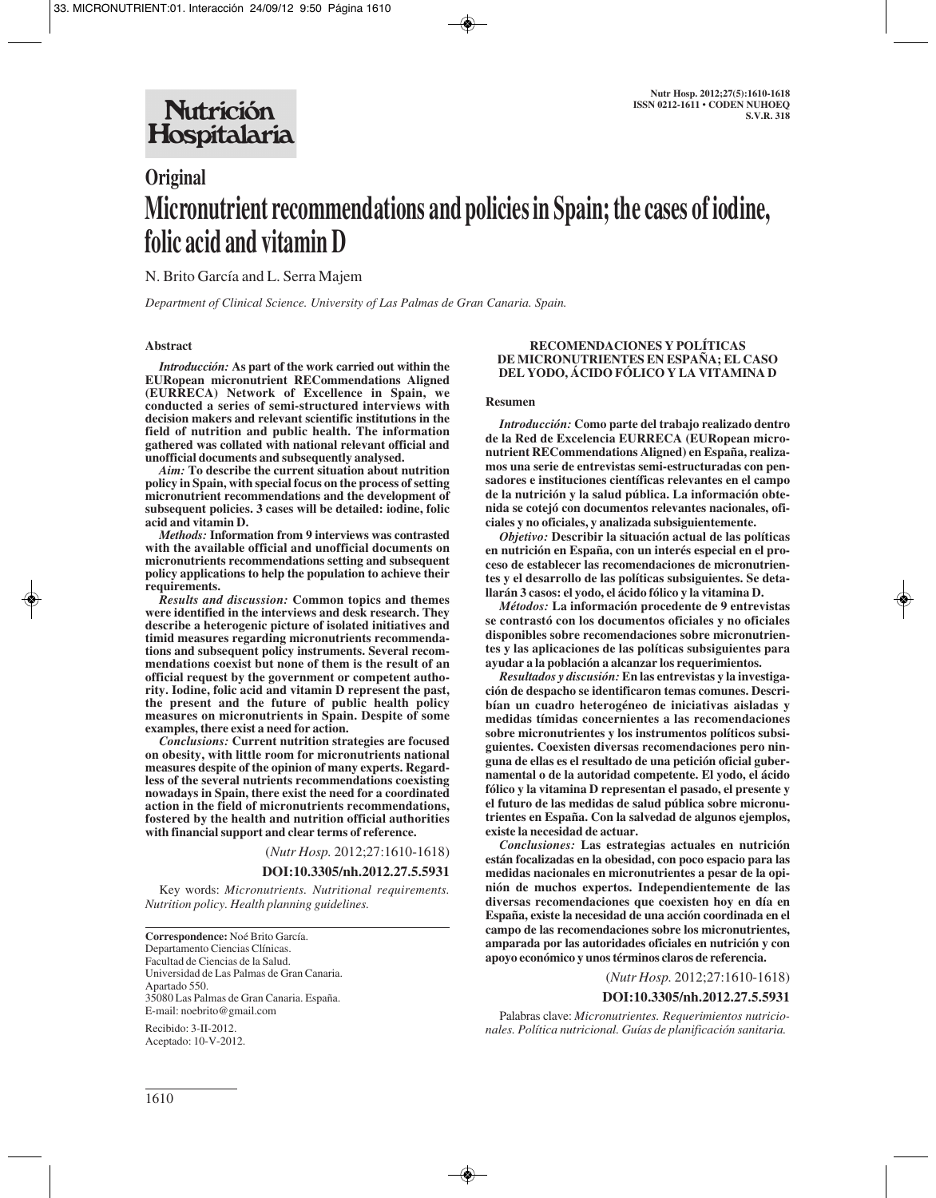**Original**

# Micronutrient recommendations and policies in Spain; the cases of iodine, folic acid and vitamin D

N. Brito García and L. Serra Majem

*Department of Clinical Science. University of Las Palmas de Gran Canaria. Spain.*

## Abstract

***Introducción:*** **As part of the work carried out within the EURopean micronutrient RECommendations Aligned (EURRECA) Network of Excellence in Spain, we conducted a series of semi-structured interviews with decision makers and relevant scientific institutions in the field of nutrition and public health. The information gathered was collated with national relevant official and unofficial documents and subsequently analysed.**

***Aim:*** **To describe the current situation about nutrition policy in Spain, with special focus on the process of setting micronutrient recommendations and the development of subsequent policies. 3 cases will be detailed: iodine, folic acid and vitamin D.**

***Methods:*** **Information from 9 interviews was contrasted with the available official and unofficial documents on micronutrients recommendations setting and subsequent policy applications to help the population to achieve their requirements.**

***Results and discussion:*** **Common topics and themes were identified in the interviews and desk research. They describe a heterogenic picture of isolated initiatives and timid measures regarding micronutrients recommendations and subsequent policy instruments. Several recommendations coexist but none of them is the result of an official request by the government or competent authority. Iodine, folic acid and vitamin D represent the past, the present and the future of public health policy measures on micronutrients in Spain. Despite of some examples, there exist a need for action.**

***Conclusions:*** **Current nutrition strategies are focused on obesity, with little room for micronutrients national measures despite of the opinion of many experts. Regardless of the several nutrients recommendations coexisting nowadays in Spain, there exist the need for a coordinated action in the field of micronutrients recommendations, fostered by the health and nutrition official authorities with financial support and clear terms of reference.**

(*Nutr Hosp.* 2012;27:1610-1618)

**DOI:10.3305/nh.2012.27.5.5931**

Key words: *Micronutrients. Nutritional requirements. Nutrition policy. Health planning guidelines.*

---

**Correspondence:** Noé Brito García.
Departamento Ciencias Clínicas.
Facultad de Ciencias de la Salud.
Universidad de Las Palmas de Gran Canaria.
Apartado 550.
35080 Las Palmas de Gran Canaria. España.
E-mail: noebrito@gmail.com

Recibido: 3-II-2012.
Aceptado: 10-V-2012.

## RECOMENDACIONES Y POLÍTICAS DE MICRONUTRIENTES EN ESPAÑA; EL CASO DEL YODO, ÁCIDO FÓLICO Y LA VITAMINA D

### Resumen

***Introducción:*** **Como parte del trabajo realizado dentro de la Red de Excelencia EURRECA (EURopean micronutrient RECommendations Aligned) en España, realizamos una serie de entrevistas semi-estructuradas con pensadores e instituciones científicas relevantes en el campo de la nutrición y la salud pública. La información obtenida se cotejó con documentos relevantes nacionales, oficiales y no oficiales, y analizada subsiguientemente.**

***Objetivo:*** **Describir la situación actual de las políticas en nutrición en España, con un interés especial en el proceso de establecer las recomendaciones de micronutrientes y el desarrollo de las políticas subsiguientes. Se detallarán 3 casos: el yodo, el ácido fólico y la vitamina D.**

***Métodos:*** **La información procedente de 9 entrevistas se contrastó con los documentos oficiales y no oficiales disponibles sobre recomendaciones sobre micronutrientes y las aplicaciones de las políticas subsiguientes para ayudar a la población a alcanzar los requerimientos.**

***Resultados y discusión:*** **En las entrevistas y la investigación de despacho se identificaron temas comunes. Describían un cuadro heterogéneo de iniciativas aisladas y medidas tímidas concernientes a las recomendaciones sobre micronutrientes y los instrumentos políticos subsiguientes. Coexisten diversas recomendaciones pero ninguna de ellas es el resultado de una petición oficial gubernamental o de la autoridad competente. El yodo, el ácido fólico y la vitamina D representan el pasado, el presente y el futuro de las medidas de salud pública sobre micronutrientes en España. Con la salvedad de algunos ejemplos, existe la necesidad de actuar.**

***Conclusiones:*** **Las estrategias actuales en nutrición están focalizadas en la obesidad, con poco espacio para las medidas nacionales en micronutrientes a pesar de la opinión de muchos expertos. Independientemente de las diversas recomendaciones que coexisten hoy en día en España, existe la necesidad de una acción coordinada en el campo de las recomendaciones sobre los micronutrientes, amparada por las autoridades oficiales en nutrición y con apoyo económico y unos términos claros de referencia.**

(*Nutr Hosp.* 2012;27:1610-1618)

**DOI:10.3305/nh.2012.27.5.5931**

Palabras clave: *Micronutrientes. Requerimientos nutricionales. Política nutricional. Guías de planificación sanitaria.*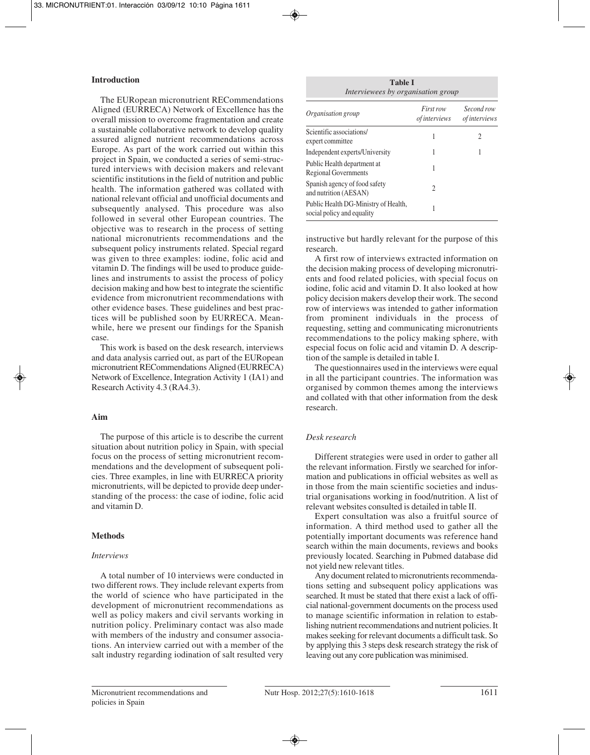## Introduction

The EURopean micronutrient RECommendations Aligned (EURRECA) Network of Excellence has the overall mission to overcome fragmentation and create a sustainable collaborative network to develop quality assured aligned nutrient recommendations across Europe. As part of the work carried out within this project in Spain, we conducted a series of semi-structured interviews with decision makers and relevant scientific institutions in the field of nutrition and public health. The information gathered was collated with national relevant official and unofficial documents and subsequently analysed. This procedure was also followed in several other European countries. The objective was to research in the process of setting national micronutrients recommendations and the subsequent policy instruments related. Special regard was given to three examples: iodine, folic acid and vitamin D. The findings will be used to produce guidelines and instruments to assist the process of policy decision making and how best to integrate the scientific evidence from micronutrient recommendations with other evidence bases. These guidelines and best practices will be published soon by EURRECA. Meanwhile, here we present our findings for the Spanish case.

This work is based on the desk research, interviews and data analysis carried out, as part of the EURopean micronutrient RECommendations Aligned (EURRECA) Network of Excellence, Integration Activity 1 (IA1) and Research Activity 4.3 (RA4.3).

## Aim

The purpose of this article is to describe the current situation about nutrition policy in Spain, with special focus on the process of setting micronutrient recommendations and the development of subsequent policies. Three examples, in line with EURRECA priority micronutrients, will be depicted to provide deep understanding of the process: the case of iodine, folic acid and vitamin D.

## Methods

### *Interviews*

A total number of 10 interviews were conducted in two different rows. They include relevant experts from the world of science who have participated in the development of micronutrient recommendations as well as policy makers and civil servants working in nutrition policy. Preliminary contact was also made with members of the industry and consumer associations. An interview carried out with a member of the salt industry regarding iodination of salt resulted very instructive but hardly relevant for the purpose of this research.

A first row of interviews extracted information on the decision making process of developing micronutrients and food related policies, with special focus on iodine, folic acid and vitamin D. It also looked at how policy decision makers develop their work. The second row of interviews was intended to gather information from prominent individuals in the process of requesting, setting and communicating micronutrients recommendations to the policy making sphere, with especial focus on folic acid and vitamin D. A description of the sample is detailed in table I.

**Table I**
*Interviewees by organisation group*

| *Organisation group* | *First row of interviews* | *Second row of interviews* |
|---|---|---|
| Scientific associations/ expert committee | 1 | 2 |
| Independent experts/University | 1 | 1 |
| Public Health department at Regional Governments | 1 | |
| Spanish agency of food safety and nutrition (AESAN) | 2 | |
| Public Health DG-Ministry of Health, social policy and equality | 1 | |

The questionnaires used in the interviews were equal in all the participant countries. The information was organised by common themes among the interviews and collated with that other information from the desk research.

### *Desk research*

Different strategies were used in order to gather all the relevant information. Firstly we searched for information and publications in official websites as well as in those from the main scientific societies and industrial organisations working in food/nutrition. A list of relevant websites consulted is detailed in table II.

Expert consultation was also a fruitful source of information. A third method used to gather all the potentially important documents was reference hand search within the main documents, reviews and books previously located. Searching in Pubmed database did not yield new relevant titles.

Any document related to micronutrients recommendations setting and subsequent policy applications was searched. It must be stated that there exist a lack of official national-government documents on the process used to manage scientific information in relation to establishing nutrient recommendations and nutrient policies. It makes seeking for relevant documents a difficult task. So by applying this 3 steps desk research strategy the risk of leaving out any core publication was minimised.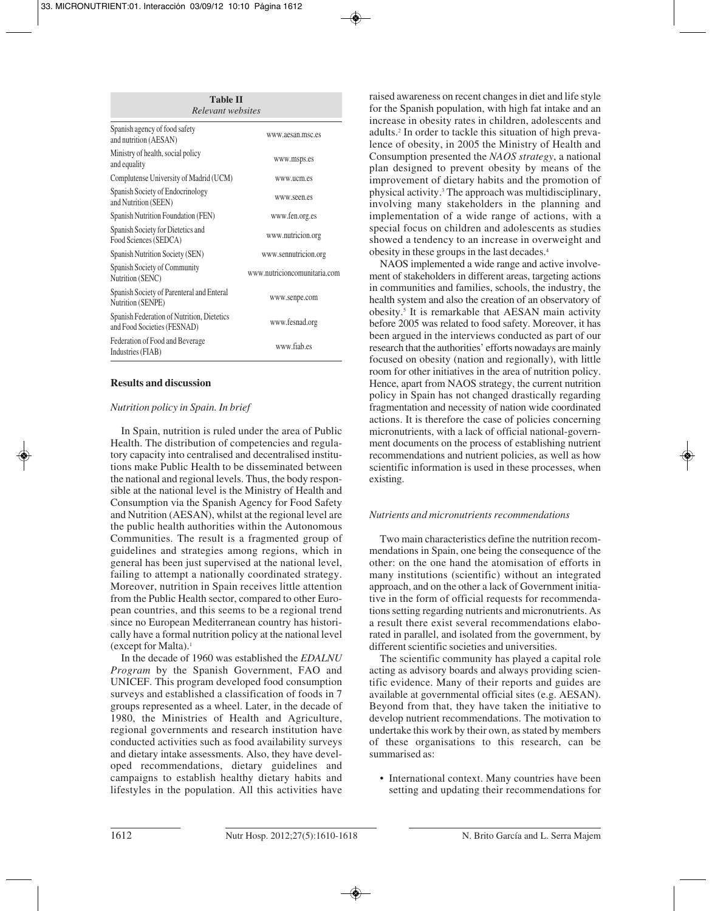**Table II**
*Relevant websites*

| | |
|---|---|
| Spanish agency of food safety and nutrition (AESAN) | www.aesan.msc.es |
| Ministry of health, social policy and equality | www.msps.es |
| Complutense University of Madrid (UCM) | www.ucm.es |
| Spanish Society of Endocrinology and Nutrition (SEEN) | www.seen.es |
| Spanish Nutrition Foundation (FEN) | www.fen.org.es |
| Spanish Society for Dietetics and Food Sciences (SEDCA) | www.nutricion.org |
| Spanish Nutrition Society (SEN) | www.sennutricion.org |
| Spanish Society of Community Nutrition (SENC) | www.nutricioncomunitaria.com |
| Spanish Society of Parenteral and Enteral Nutrition (SENPE) | www.senpe.com |
| Spanish Federation of Nutrition, Dietetics and Food Societies (FESNAD) | www.fesnad.org |
| Federation of Food and Beverage Industries (FIAB) | www.fiab.es |

## Results and discussion

### *Nutrition policy in Spain. In brief*

In Spain, nutrition is ruled under the area of Public Health. The distribution of competencies and regulatory capacity into centralised and decentralised institutions make Public Health to be disseminated between the national and regional levels. Thus, the body responsible at the national level is the Ministry of Health and Consumption via the Spanish Agency for Food Safety and Nutrition (AESAN), whilst at the regional level are the public health authorities within the Autonomous Communities. The result is a fragmented group of guidelines and strategies among regions, which in general has been just supervised at the national level, failing to attempt a nationally coordinated strategy. Moreover, nutrition in Spain receives little attention from the Public Health sector, compared to other European countries, and this seems to be a regional trend since no European Mediterranean country has historically have a formal nutrition policy at the national level (except for Malta).[1]

In the decade of 1960 was established the *EDALNU Program* by the Spanish Government, FAO and UNICEF. This program developed food consumption surveys and established a classification of foods in 7 groups represented as a wheel. Later, in the decade of 1980, the Ministries of Health and Agriculture, regional governments and research institution have conducted activities such as food availability surveys and dietary intake assessments. Also, they have developed recommendations, dietary guidelines and campaigns to establish healthy dietary habits and lifestyles in the population. All this activities have raised awareness on recent changes in diet and life style for the Spanish population, with high fat intake and an increase in obesity rates in children, adolescents and adults.[2] In order to tackle this situation of high prevalence of obesity, in 2005 the Ministry of Health and Consumption presented the *NAOS strategy*, a national plan designed to prevent obesity by means of the improvement of dietary habits and the promotion of physical activity.[3] The approach was multidisciplinary, involving many stakeholders in the planning and implementation of a wide range of actions, with a special focus on children and adolescents as studies showed a tendency to an increase in overweight and obesity in these groups in the last decades.[4]

NAOS implemented a wide range and active involvement of stakeholders in different areas, targeting actions in communities and families, schools, the industry, the health system and also the creation of an observatory of obesity.[5] It is remarkable that AESAN main activity before 2005 was related to food safety. Moreover, it has been argued in the interviews conducted as part of our research that the authorities' efforts nowadays are mainly focused on obesity (nation and regionally), with little room for other initiatives in the area of nutrition policy. Hence, apart from NAOS strategy, the current nutrition policy in Spain has not changed drastically regarding fragmentation and necessity of nation wide coordinated actions. It is therefore the case of policies concerning micronutrients, with a lack of official national-government documents on the process of establishing nutrient recommendations and nutrient policies, as well as how scientific information is used in these processes, when existing.

### *Nutrients and micronutrients recommendations*

Two main characteristics define the nutrition recommendations in Spain, one being the consequence of the other: on the one hand the atomisation of efforts in many institutions (scientific) without an integrated approach, and on the other a lack of Government initiative in the form of official requests for recommendations setting regarding nutrients and micronutrients. As a result there exist several recommendations elaborated in parallel, and isolated from the government, by different scientific societies and universities.

The scientific community has played a capital role acting as advisory boards and always providing scientific evidence. Many of their reports and guides are available at governmental official sites (e.g. AESAN). Beyond from that, they have taken the initiative to develop nutrient recommendations. The motivation to undertake this work by their own, as stated by members of these organisations to this research, can be summarised as:

- International context. Many countries have been setting and updating their recommendations for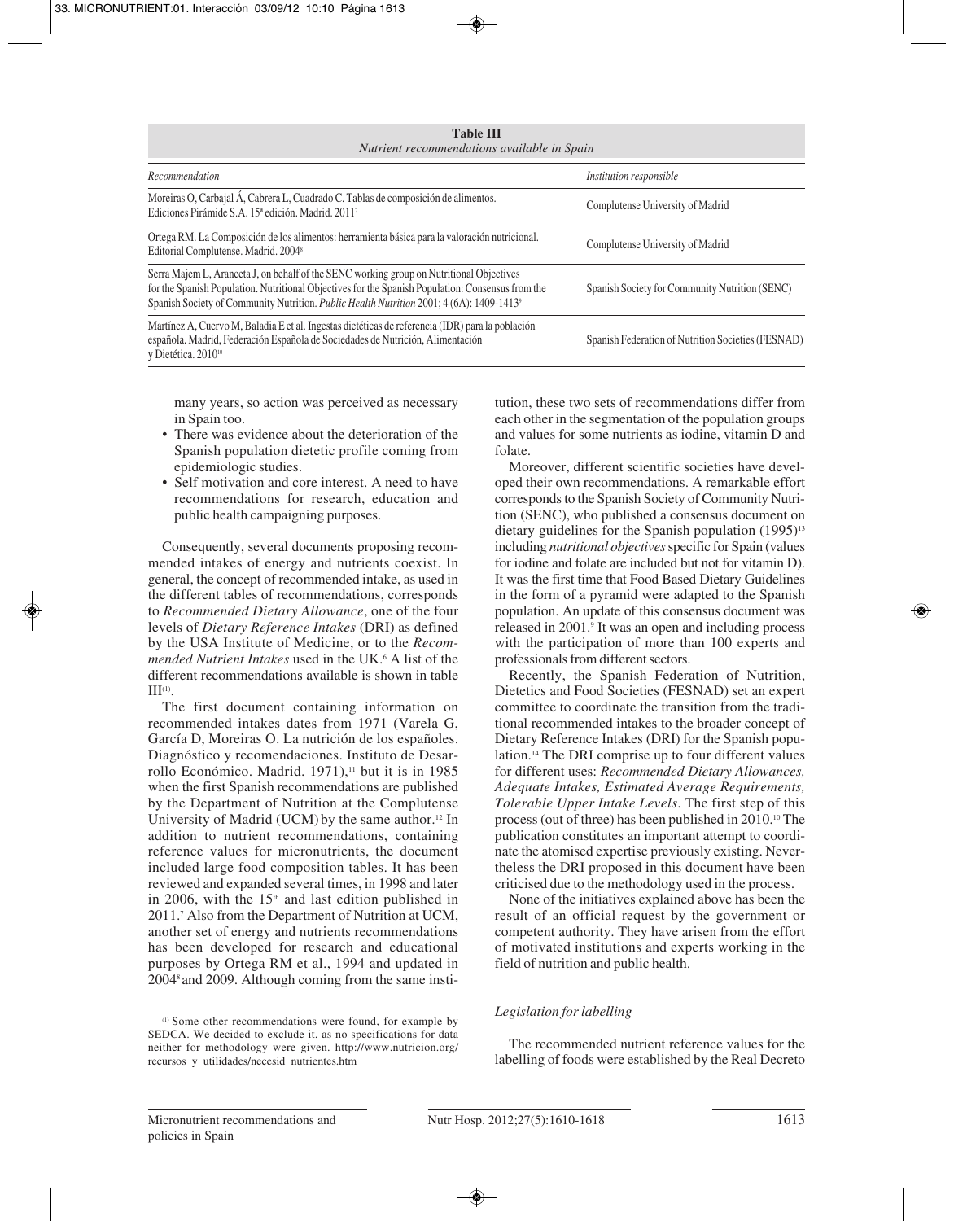**Table III**
*Nutrient recommendations available in Spain*

| *Recommendation* | *Institution responsible* |
|---|---|
| Moreiras O, Carbajal Á, Cabrera L, Cuadrado C. Tablas de composición de alimentos. Ediciones Pirámide S.A. 15ª edición. Madrid. 2011[7] | Complutense University of Madrid |
| Ortega RM. La Composición de los alimentos: herramienta básica para la valoración nutricional. Editorial Complutense. Madrid. 2004[8] | Complutense University of Madrid |
| Serra Majem L, Aranceta J, on behalf of the SENC working group on Nutritional Objectives for the Spanish Population. Nutritional Objectives for the Spanish Population: Consensus from the Spanish Society of Community Nutrition. *Public Health Nutrition* 2001; 4 (6A): 1409-1413[9] | Spanish Society for Community Nutrition (SENC) |
| Martínez A, Cuervo M, Baladia E et al. Ingestas dietéticas de referencia (IDR) para la población española. Madrid, Federación Española de Sociedades de Nutrición, Alimentación y Dietética. 2010[10] | Spanish Federation of Nutrition Societies (FESNAD) |

many years, so action was perceived as necessary in Spain too.
- There was evidence about the deterioration of the Spanish population dietetic profile coming from epidemiologic studies.
- Self motivation and core interest. A need to have recommendations for research, education and public health campaigning purposes.

Consequently, several documents proposing recommended intakes of energy and nutrients coexist. In general, the concept of recommended intake, as used in the different tables of recommendations, corresponds to *Recommended Dietary Allowance*, one of the four levels of *Dietary Reference Intakes* (DRI) as defined by the USA Institute of Medicine, or to the *Recommended Nutrient Intakes* used in the UK.[6] A list of the different recommendations available is shown in table III[(1)].

The first document containing information on recommended intakes dates from 1971 (Varela G, García D, Moreiras O. La nutrición de los españoles. Diagnóstico y recomendaciones. Instituto de Desarrollo Económico. Madrid. 1971),[11] but it is in 1985 when the first Spanish recommendations are published by the Department of Nutrition at the Complutense University of Madrid (UCM) by the same author.[12] In addition to nutrient recommendations, containing reference values for micronutrients, the document included large food composition tables. It has been reviewed and expanded several times, in 1998 and later in 2006, with the 15th and last edition published in 2011.[7] Also from the Department of Nutrition at UCM, another set of energy and nutrients recommendations has been developed for research and educational purposes by Ortega RM et al., 1994 and updated in 2004[8] and 2009. Although coming from the same institution, these two sets of recommendations differ from each other in the segmentation of the population groups and values for some nutrients as iodine, vitamin D and folate.

Moreover, different scientific societies have developed their own recommendations. A remarkable effort corresponds to the Spanish Society of Community Nutrition (SENC), who published a consensus document on dietary guidelines for the Spanish population (1995)[13] including *nutritional objectives* specific for Spain (values for iodine and folate are included but not for vitamin D). It was the first time that Food Based Dietary Guidelines in the form of a pyramid were adapted to the Spanish population. An update of this consensus document was released in 2001.[9] It was an open and including process with the participation of more than 100 experts and professionals from different sectors.

Recently, the Spanish Federation of Nutrition, Dietetics and Food Societies (FESNAD) set an expert committee to coordinate the transition from the traditional recommended intakes to the broader concept of Dietary Reference Intakes (DRI) for the Spanish population.[14] The DRI comprise up to four different values for different uses: *Recommended Dietary Allowances, Adequate Intakes, Estimated Average Requirements, Tolerable Upper Intake Levels*. The first step of this process (out of three) has been published in 2010.[10] The publication constitutes an important attempt to coordinate the atomised expertise previously existing. Nevertheless the DRI proposed in this document have been criticised due to the methodology used in the process.

None of the initiatives explained above has been the result of an official request by the government or competent authority. They have arisen from the effort of motivated institutions and experts working in the field of nutrition and public health.

### *Legislation for labelling*

The recommended nutrient reference values for the labelling of foods were established by the Real Decreto

[(1)] Some other recommendations were found, for example by SEDCA. We decided to exclude it, as no specifications for data neither for methodology were given. http://www.nutricion.org/recursos_y_utilidades/necesid_nutrientes.htm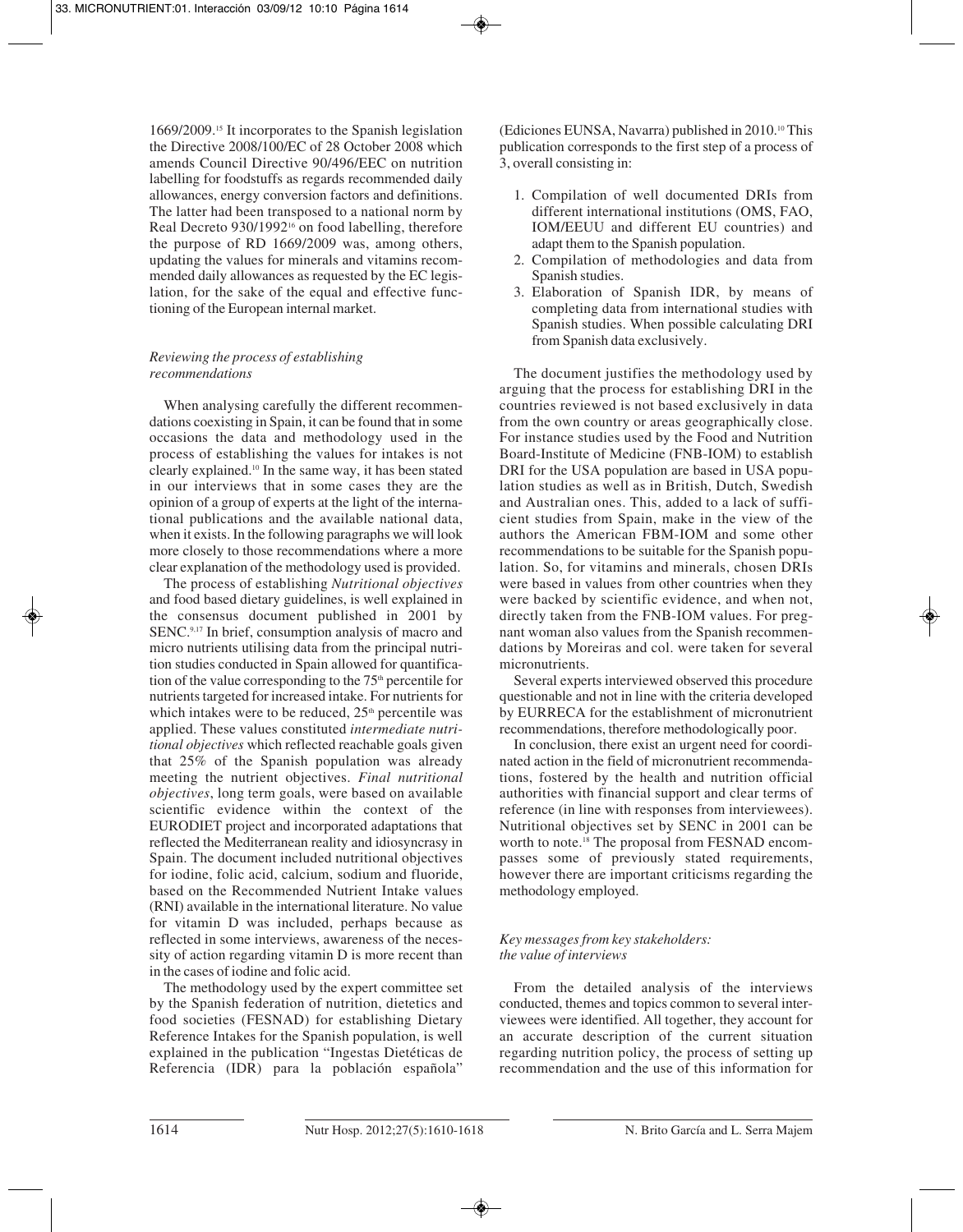1669/2009.[15] It incorporates to the Spanish legislation the Directive 2008/100/EC of 28 October 2008 which amends Council Directive 90/496/EEC on nutrition labelling for foodstuffs as regards recommended daily allowances, energy conversion factors and definitions. The latter had been transposed to a national norm by Real Decreto 930/1992[16] on food labelling, therefore the purpose of RD 1669/2009 was, among others, updating the values for minerals and vitamins recommended daily allowances as requested by the EC legislation, for the sake of the equal and effective functioning of the European internal market.

### *Reviewing the process of establishing recommendations*

When analysing carefully the different recommendations coexisting in Spain, it can be found that in some occasions the data and methodology used in the process of establishing the values for intakes is not clearly explained.[10] In the same way, it has been stated in our interviews that in some cases they are the opinion of a group of experts at the light of the international publications and the available national data, when it exists. In the following paragraphs we will look more closely to those recommendations where a more clear explanation of the methodology used is provided.

The process of establishing *Nutritional objectives* and food based dietary guidelines, is well explained in the consensus document published in 2001 by SENC.[9,17] In brief, consumption analysis of macro and micro nutrients utilising data from the principal nutrition studies conducted in Spain allowed for quantification of the value corresponding to the 75th percentile for nutrients targeted for increased intake. For nutrients for which intakes were to be reduced, 25th percentile was applied. These values constituted *intermediate nutritional objectives* which reflected reachable goals given that 25% of the Spanish population was already meeting the nutrient objectives. *Final nutritional objectives*, long term goals, were based on available scientific evidence within the context of the EURODIET project and incorporated adaptations that reflected the Mediterranean reality and idiosyncrasy in Spain. The document included nutritional objectives for iodine, folic acid, calcium, sodium and fluoride, based on the Recommended Nutrient Intake values (RNI) available in the international literature. No value for vitamin D was included, perhaps because as reflected in some interviews, awareness of the necessity of action regarding vitamin D is more recent than in the cases of iodine and folic acid.

The methodology used by the expert committee set by the Spanish federation of nutrition, dietetics and food societies (FESNAD) for establishing Dietary Reference Intakes for the Spanish population, is well explained in the publication "Ingestas Dietéticas de Referencia (IDR) para la población española" (Ediciones EUNSA, Navarra) published in 2010.[10] This publication corresponds to the first step of a process of 3, overall consisting in:

1. Compilation of well documented DRIs from different international institutions (OMS, FAO, IOM/EEUU and different EU countries) and adapt them to the Spanish population.
2. Compilation of methodologies and data from Spanish studies.
3. Elaboration of Spanish IDR, by means of completing data from international studies with Spanish studies. When possible calculating DRI from Spanish data exclusively.

The document justifies the methodology used by arguing that the process for establishing DRI in the countries reviewed is not based exclusively in data from the own country or areas geographically close. For instance studies used by the Food and Nutrition Board-Institute of Medicine (FNB-IOM) to establish DRI for the USA population are based in USA population studies as well as in British, Dutch, Swedish and Australian ones. This, added to a lack of sufficient studies from Spain, make in the view of the authors the American FBM-IOM and some other recommendations to be suitable for the Spanish population. So, for vitamins and minerals, chosen DRIs were based in values from other countries when they were backed by scientific evidence, and when not, directly taken from the FNB-IOM values. For pregnant woman also values from the Spanish recommendations by Moreiras and col. were taken for several micronutrients.

Several experts interviewed observed this procedure questionable and not in line with the criteria developed by EURRECA for the establishment of micronutrient recommendations, therefore methodologically poor.

In conclusion, there exist an urgent need for coordinated action in the field of micronutrient recommendations, fostered by the health and nutrition official authorities with financial support and clear terms of reference (in line with responses from interviewees). Nutritional objectives set by SENC in 2001 can be worth to note.[18] The proposal from FESNAD encompasses some of previously stated requirements, however there are important criticisms regarding the methodology employed.

### *Key messages from key stakeholders: the value of interviews*

From the detailed analysis of the interviews conducted, themes and topics common to several interviewees were identified. All together, they account for an accurate description of the current situation regarding nutrition policy, the process of setting up recommendation and the use of this information for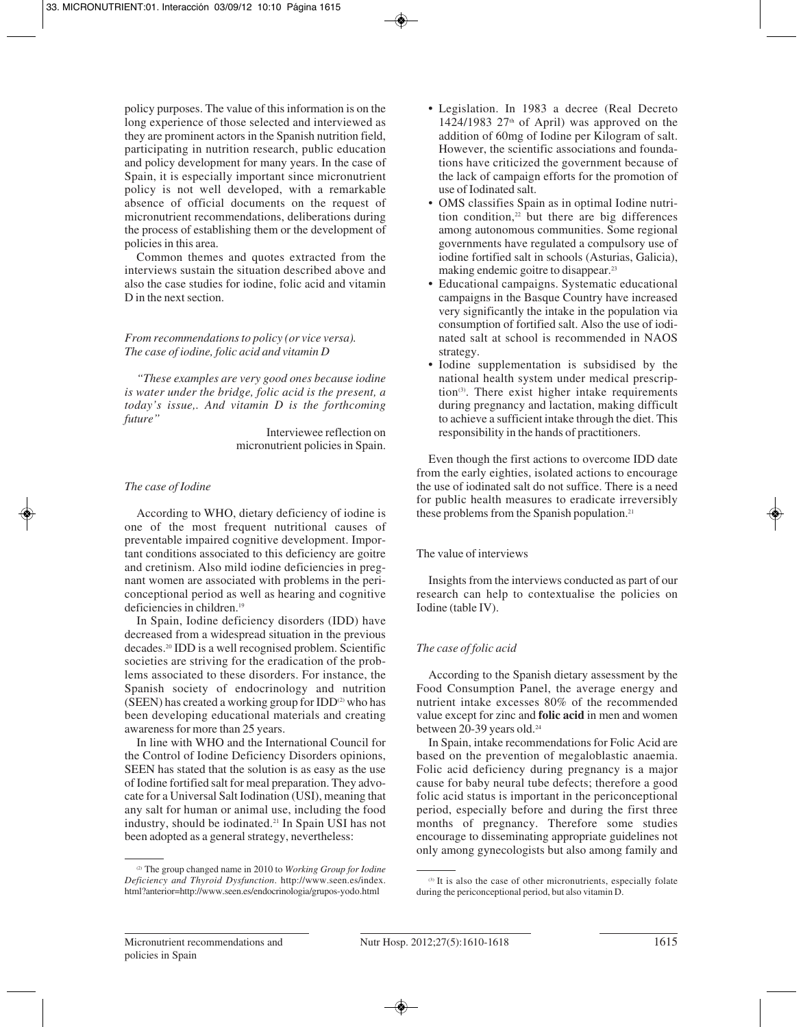policy purposes. The value of this information is on the long experience of those selected and interviewed as they are prominent actors in the Spanish nutrition field, participating in nutrition research, public education and policy development for many years. In the case of Spain, it is especially important since micronutrient policy is not well developed, with a remarkable absence of official documents on the request of micronutrient recommendations, deliberations during the process of establishing them or the development of policies in this area.

Common themes and quotes extracted from the interviews sustain the situation described above and also the case studies for iodine, folic acid and vitamin D in the next section.

*From recommendations to policy (or vice versa). The case of iodine, folic acid and vitamin D*

*"These examples are very good ones because iodine is water under the bridge, folic acid is the present, a today's issue,. And vitamin D is the forthcoming future"*

Interviewee reflection on micronutrient policies in Spain.

*The case of Iodine*

According to WHO, dietary deficiency of iodine is one of the most frequent nutritional causes of preventable impaired cognitive development. Important conditions associated to this deficiency are goitre and cretinism. Also mild iodine deficiencies in pregnant women are associated with problems in the periconceptional period as well as hearing and cognitive deficiencies in children.[19]

In Spain, Iodine deficiency disorders (IDD) have decreased from a widespread situation in the previous decades.[20] IDD is a well recognised problem. Scientific societies are striving for the eradication of the problems associated to these disorders. For instance, the Spanish society of endocrinology and nutrition (SEEN) has created a working group for IDD[(2)] who has been developing educational materials and creating awareness for more than 25 years.

In line with WHO and the International Council for the Control of Iodine Deficiency Disorders opinions, SEEN has stated that the solution is as easy as the use of Iodine fortified salt for meal preparation. They advocate for a Universal Salt Iodination (USI), meaning that any salt for human or animal use, including the food industry, should be iodinated.[21] In Spain USI has not been adopted as a general strategy, nevertheless:

- Legislation. In 1983 a decree (Real Decreto 1424/1983 27th of April) was approved on the addition of 60mg of Iodine per Kilogram of salt. However, the scientific associations and foundations have criticized the government because of the lack of campaign efforts for the promotion of use of Iodinated salt.
- OMS classifies Spain as in optimal Iodine nutrition condition,[22] but there are big differences among autonomous communities. Some regional governments have regulated a compulsory use of iodine fortified salt in schools (Asturias, Galicia), making endemic goitre to disappear.[23]
- Educational campaigns. Systematic educational campaigns in the Basque Country have increased very significantly the intake in the population via consumption of fortified salt. Also the use of iodinated salt at school is recommended in NAOS strategy.
- Iodine supplementation is subsidised by the national health system under medical prescription[(3)]. There exist higher intake requirements during pregnancy and lactation, making difficult to achieve a sufficient intake through the diet. This responsibility in the hands of practitioners.

Even though the first actions to overcome IDD date from the early eighties, isolated actions to encourage the use of iodinated salt do not suffice. There is a need for public health measures to eradicate irreversibly these problems from the Spanish population.[21]

The value of interviews

Insights from the interviews conducted as part of our research can help to contextualise the policies on Iodine (table IV).

*The case of folic acid*

According to the Spanish dietary assessment by the Food Consumption Panel, the average energy and nutrient intake excesses 80% of the recommended value except for zinc and **folic acid** in men and women between 20-39 years old.[24]

In Spain, intake recommendations for Folic Acid are based on the prevention of megaloblastic anaemia. Folic acid deficiency during pregnancy is a major cause for baby neural tube defects; therefore a good folic acid status is important in the periconceptional period, especially before and during the first three months of pregnancy. Therefore some studies encourage to disseminating appropriate guidelines not only among gynecologists but also among family and

---

(2) The group changed name in 2010 to *Working Group for Iodine Deficiency and Thyroid Dysfunction*. http://www.seen.es/index.html?anterior=http://www.seen.es/endocrinologia/grupos-yodo.html

(3) It is also the case of other micronutrients, especially folate during the periconceptional period, but also vitamin D.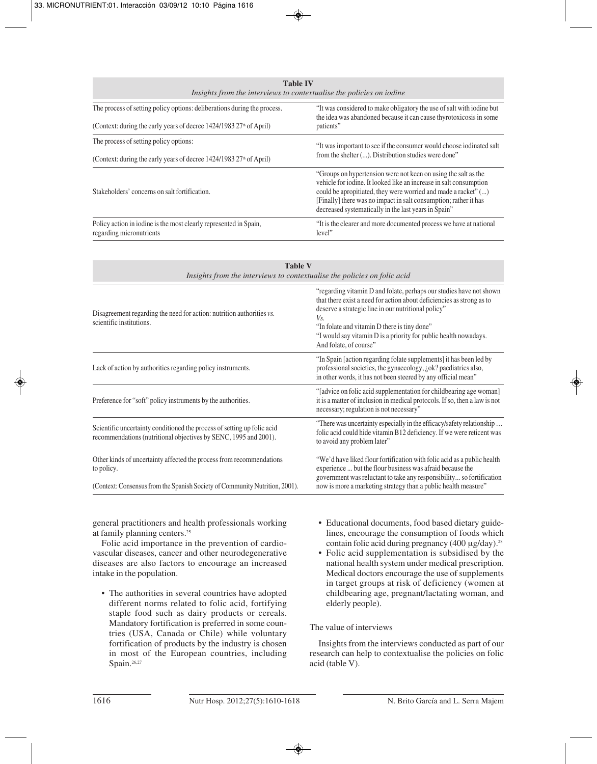**Table IV**
*Insights from the interviews to contextualise the policies on iodine*

| | |
|---|---|
| The process of setting policy options: deliberations during the process.<br><br>(Context: during the early years of decree 1424/1983 27th of April) | "It was considered to make obligatory the use of salt with iodine but the idea was abandoned because it can cause thyrotoxicosis in some patients" |
| The process of setting policy options:<br><br>(Context: during the early years of decree 1424/1983 27th of April) | "It was important to see if the consumer would choose iodinated salt from the shelter (...). Distribution studies were done" |
| Stakeholders' concerns on salt fortification. | "Groups on hypertension were not keen on using the salt as the vehicle for iodine. It looked like an increase in salt consumption could be apropitiated, they were worried and made a racket" (...) [Finally] there was no impact in salt consumption; rather it has decreased systematically in the last years in Spain" |
| Policy action in iodine is the most clearly represented in Spain, regarding micronutrients | "It is the clearer and more documented process we have at national level" |

**Table V**
*Insights from the interviews to contextualise the policies on folic acid*

| | |
|---|---|
| Disagreement regarding the need for action: nutrition authorities *vs.* scientific institutions. | "regarding vitamin D and folate, perhaps our studies have not shown that there exist a need for action about deficiencies as strong as to deserve a strategic line in our nutritional policy"<br>*Vs.*<br>"In folate and vitamin D there is tiny done"<br>"I would say vitamin D is a priority for public health nowadays. And folate, of course" |
| Lack of action by authorities regarding policy instruments. | "In Spain [action regarding folate supplements] it has been led by professional societies, the gynaecology, ¿ok? paediatrics also, in other words, it has not been steered by any official mean" |
| Preference for "soft" policy instruments by the authorities. | "[advice on folic acid supplementation for childbearing age woman] it is a matter of inclusion in medical protocols. If so, then a law is not necessary; regulation is not necessary" |
| Scientific uncertainty conditioned the process of setting up folic acid recommendations (nutritional objectives by SENC, 1995 and 2001). | "There was uncertainty especially in the efficacy/safety relationship … folic acid could hide vitamin B12 deficiency. If we were reticent was to avoid any problem later" |
| Other kinds of uncertainty affected the process from recommendations to policy.<br><br>(Context: Consensus from the Spanish Society of Community Nutrition, 2001). | "We'd have liked flour fortification with folic acid as a public health experience ... but the flour business was afraid because the government was reluctant to take any responsibility... so fortification now is more a marketing strategy than a public health measure" |

general practitioners and health professionals working at family planning centers.[25]

Folic acid importance in the prevention of cardiovascular diseases, cancer and other neurodegenerative diseases are also factors to encourage an increased intake in the population.

- The authorities in several countries have adopted different norms related to folic acid, fortifying staple food such as dairy products or cereals. Mandatory fortification is preferred in some countries (USA, Canada or Chile) while voluntary fortification of products by the industry is chosen in most of the European countries, including Spain.[26,27]
- Educational documents, food based dietary guidelines, encourage the consumption of foods which contain folic acid during pregnancy (400 μg/day).[28]
- Folic acid supplementation is subsidised by the national health system under medical prescription. Medical doctors encourage the use of supplements in target groups at risk of deficiency (women at childbearing age, pregnant/lactating woman, and elderly people).

### The value of interviews

Insights from the interviews conducted as part of our research can help to contextualise the policies on folic acid (table V).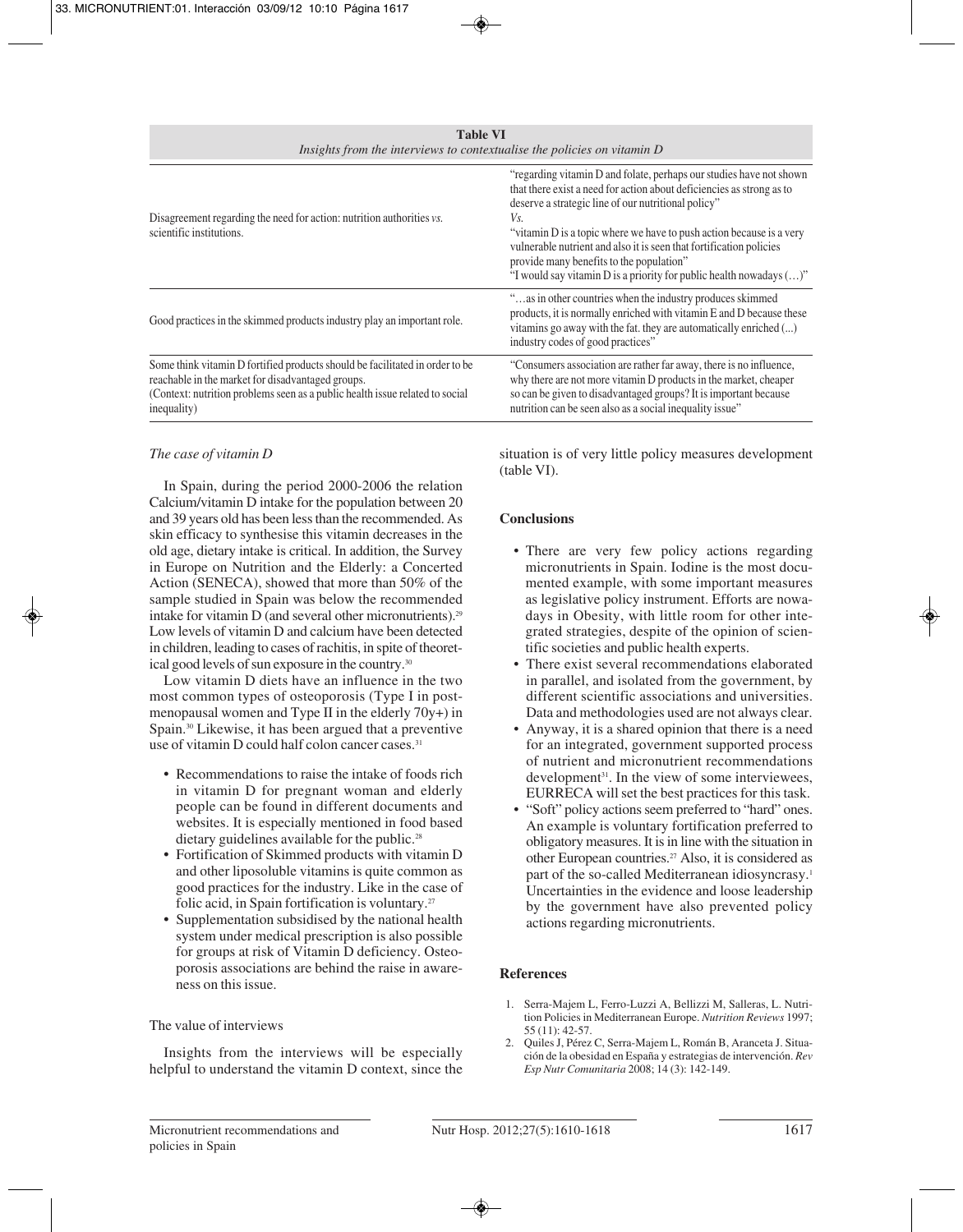**Table VI**
*Insights from the interviews to contextualise the policies on vitamin D*

| | |
|---|---|
| Disagreement regarding the need for action: nutrition authorities *vs.* scientific institutions. | "regarding vitamin D and folate, perhaps our studies have not shown that there exist a need for action about deficiencies as strong as to deserve a strategic line of our nutritional policy" *Vs.* "vitamin D is a topic where we have to push action because is a very vulnerable nutrient and also it is seen that fortification policies provide many benefits to the population" "I would say vitamin D is a priority for public health nowadays (…)" |
| Good practices in the skimmed products industry play an important role. | "…as in other countries when the industry produces skimmed products, it is normally enriched with vitamin E and D because these vitamins go away with the fat. they are automatically enriched (...) industry codes of good practices" |
| Some think vitamin D fortified products should be facilitated in order to be reachable in the market for disadvantaged groups. (Context: nutrition problems seen as a public health issue related to social inequality) | "Consumers association are rather far away, there is no influence, why there are not more vitamin D products in the market, cheaper so can be given to disadvantaged groups? It is important because nutrition can be seen also as a social inequality issue" |

*The case of vitamin D*

In Spain, during the period 2000-2006 the relation Calcium/vitamin D intake for the population between 20 and 39 years old has been less than the recommended. As skin efficacy to synthesise this vitamin decreases in the old age, dietary intake is critical. In addition, the Survey in Europe on Nutrition and the Elderly: a Concerted Action (SENECA), showed that more than 50% of the sample studied in Spain was below the recommended intake for vitamin D (and several other micronutrients).[29] Low levels of vitamin D and calcium have been detected in children, leading to cases of rachitis, in spite of theoretical good levels of sun exposure in the country.[30]

Low vitamin D diets have an influence in the two most common types of osteoporosis (Type I in postmenopausal women and Type II in the elderly 70y+) in Spain.[30] Likewise, it has been argued that a preventive use of vitamin D could half colon cancer cases.[31]

- Recommendations to raise the intake of foods rich in vitamin D for pregnant woman and elderly people can be found in different documents and websites. It is especially mentioned in food based dietary guidelines available for the public.[28]
- Fortification of Skimmed products with vitamin D and other liposoluble vitamins is quite common as good practices for the industry. Like in the case of folic acid, in Spain fortification is voluntary.[27]
- Supplementation subsidised by the national health system under medical prescription is also possible for groups at risk of Vitamin D deficiency. Osteoporosis associations are behind the raise in awareness on this issue.

The value of interviews

Insights from the interviews will be especially helpful to understand the vitamin D context, since the situation is of very little policy measures development (table VI).

## Conclusions

- There are very few policy actions regarding micronutrients in Spain. Iodine is the most documented example, with some important measures as legislative policy instrument. Efforts are nowadays in Obesity, with little room for other integrated strategies, despite of the opinion of scientific societies and public health experts.
- There exist several recommendations elaborated in parallel, and isolated from the government, by different scientific associations and universities. Data and methodologies used are not always clear.
- Anyway, it is a shared opinion that there is a need for an integrated, government supported process of nutrient and micronutrient recommendations development[31]. In the view of some interviewees, EURRECA will set the best practices for this task.
- "Soft" policy actions seem preferred to "hard" ones. An example is voluntary fortification preferred to obligatory measures. It is in line with the situation in other European countries.[27] Also, it is considered as part of the so-called Mediterranean idiosyncrasy.[1] Uncertainties in the evidence and loose leadership by the government have also prevented policy actions regarding micronutrients.

## References

1. Serra-Majem L, Ferro-Luzzi A, Bellizzi M, Salleras, L. Nutrition Policies in Mediterranean Europe. *Nutrition Reviews* 1997; 55 (11): 42-57.
2. Quiles J, Pérez C, Serra-Majem L, Román B, Aranceta J. Situación de la obesidad en España y estrategias de intervención. *Rev Esp Nutr Comunitaria* 2008; 14 (3): 142-149.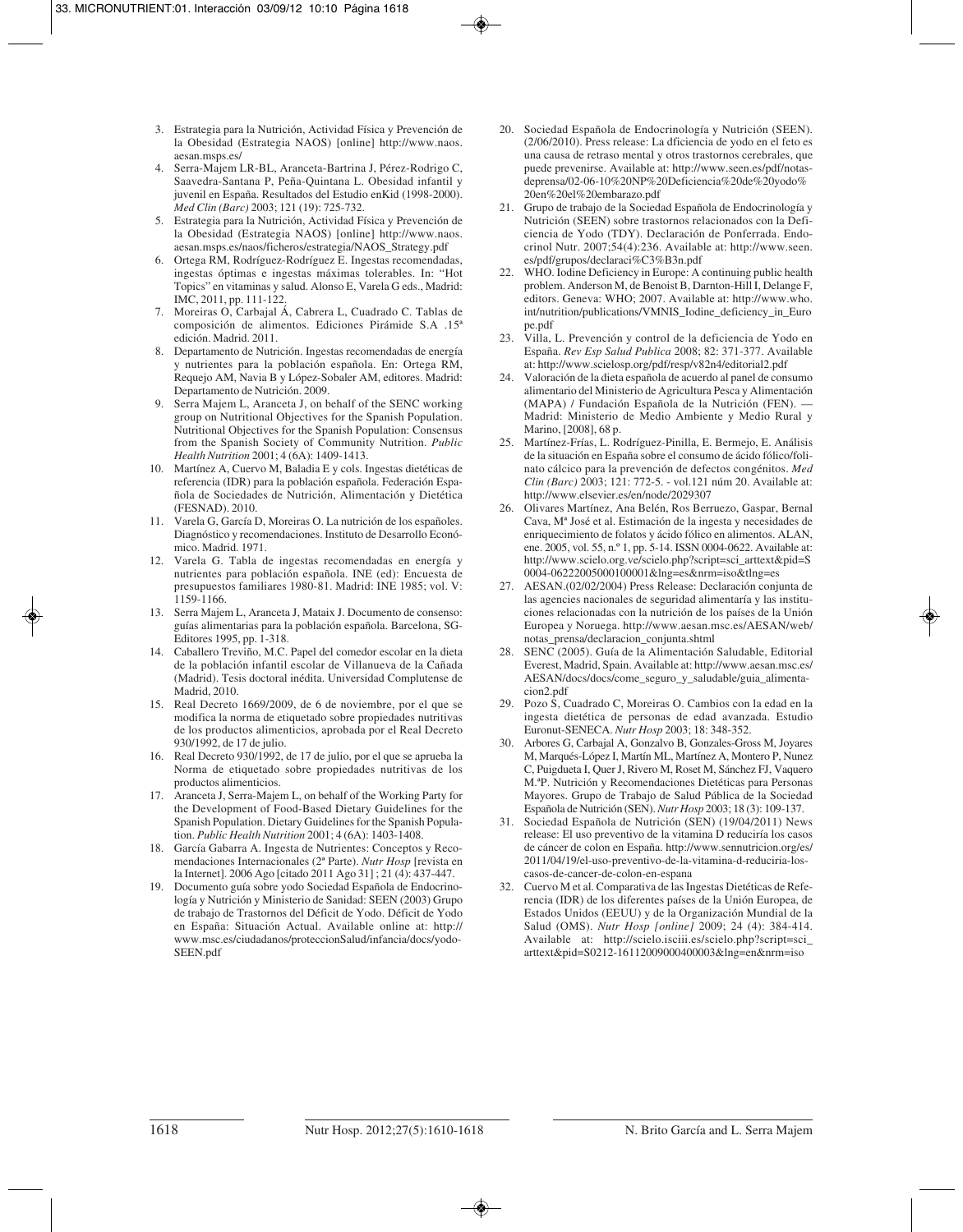3. Estrategia para la Nutrición, Actividad Física y Prevención de la Obesidad (Estrategia NAOS) [online] http://www.naos.aesan.msps.es/
4. Serra-Majem LR-BL, Aranceta-Bartrina J, Pérez-Rodrigo C, Saavedra-Santana P, Peña-Quintana L. Obesidad infantil y juvenil en España. Resultados del Estudio enKid (1998-2000). *Med Clin (Barc)* 2003; 121 (19): 725-732.
5. Estrategia para la Nutrición, Actividad Física y Prevención de la Obesidad (Estrategia NAOS) [online] http://www.naos.aesan.msps.es/naos/ficheros/estrategia/NAOS_Strategy.pdf
6. Ortega RM, Rodríguez-Rodríguez E. Ingestas recomendadas, ingestas óptimas e ingestas máximas tolerables. In: "Hot Topics" en vitaminas y salud. Alonso E, Varela G eds., Madrid: IMC, 2011, pp. 111-122.
7. Moreiras O, Carbajal Á, Cabrera L, Cuadrado C. Tablas de composición de alimentos. Ediciones Pirámide S.A .15ª edición. Madrid. 2011.
8. Departamento de Nutrición. Ingestas recomendadas de energía y nutrientes para la población española. En: Ortega RM, Requejo AM, Navia B y López-Sobaler AM, editores. Madrid: Departamento de Nutrición. 2009.
9. Serra Majem L, Aranceta J, on behalf of the SENC working group on Nutritional Objectives for the Spanish Population. Nutritional Objectives for the Spanish Population: Consensus from the Spanish Society of Community Nutrition. *Public Health Nutrition* 2001; 4 (6A): 1409-1413.
10. Martínez A, Cuervo M, Baladia E y cols. Ingestas dietéticas de referencia (IDR) para la población española. Federación Española de Sociedades de Nutrición, Alimentación y Dietética (FESNAD). 2010.
11. Varela G, García D, Moreiras O. La nutrición de los españoles. Diagnóstico y recomendaciones. Instituto de Desarrollo Económico. Madrid. 1971.
12. Varela G. Tabla de ingestas recomendadas en energía y nutrientes para población española. INE (ed): Encuesta de presupuestos familiares 1980-81. Madrid: INE 1985; vol. V: 1159-1166.
13. Serra Majem L, Aranceta J, Mataix J. Documento de consenso: guías alimentarias para la población española. Barcelona, SG-Editores 1995, pp. 1-318.
14. Caballero Treviño, M.C. Papel del comedor escolar en la dieta de la población infantil escolar de Villanueva de la Cañada (Madrid). Tesis doctoral inédita. Universidad Complutense de Madrid, 2010.
15. Real Decreto 1669/2009, de 6 de noviembre, por el que se modifica la norma de etiquetado sobre propiedades nutritivas de los productos alimenticios, aprobada por el Real Decreto 930/1992, de 17 de julio.
16. Real Decreto 930/1992, de 17 de julio, por el que se aprueba la Norma de etiquetado sobre propiedades nutritivas de los productos alimenticios.
17. Aranceta J, Serra-Majem L, on behalf of the Working Party for the Development of Food-Based Dietary Guidelines for the Spanish Population. Dietary Guidelines for the Spanish Population. *Public Health Nutrition* 2001; 4 (6A): 1403-1408.
18. García Gabarra A. Ingesta de Nutrientes: Conceptos y Recomendaciones Internacionales (2ª Parte). *Nutr Hosp* [revista en la Internet]. 2006 Ago [citado 2011 Ago 31] ; 21 (4): 437-447.
19. Documento guía sobre yodo Sociedad Española de Endocrinología y Nutrición y Ministerio de Sanidad: SEEN (2003) Grupo de trabajo de Trastornos del Déficit de Yodo. Déficit de Yodo en España: Situación Actual. Available online at: http://www.msc.es/ciudadanos/proteccionSalud/infancia/docs/yodo-SEEN.pdf
20. Sociedad Española de Endocrinología y Nutrición (SEEN). (2/06/2010). Press release: La dficiencia de yodo en el feto es una causa de retraso mental y otros trastornos cerebrales, que puede prevenirse. Available at: http://www.seen.es/pdf/notas-deprensa/02-06-10%20NP%20Deficiencia%20de%20yodo%20en%20el%20embarazo.pdf
21. Grupo de trabajo de la Sociedad Española de Endocrinología y Nutrición (SEEN) sobre trastornos relacionados con la Deficiencia de Yodo (TDY). Declaración de Ponferrada. Endocrinol Nutr. 2007;54(4):236. Available at: http://www.seen.es/pdf/grupos/declaraci%C3%B3n.pdf
22. WHO. Iodine Deficiency in Europe: A continuing public health problem. Anderson M, de Benoist B, Darnton-Hill I, Delange F, editors. Geneva: WHO; 2007. Available at: http://www.who.int/nutrition/publications/VMNIS_Iodine_deficiency_in_Europe.pdf
23. Villa, L. Prevención y control de la deficiencia de Yodo en España. *Rev Esp Salud Publica* 2008; 82: 371-377. Available at: http://www.scielosp.org/pdf/resp/v82n4/editorial2.pdf
24. Valoración de la dieta española de acuerdo al panel de consumo alimentario del Ministerio de Agricultura Pesca y Alimentación (MAPA) / Fundación Española de la Nutrición (FEN). — Madrid: Ministerio de Medio Ambiente y Medio Rural y Marino, [2008], 68 p.
25. Martínez-Frías, L. Rodríguez-Pinilla, E. Bermejo, E. Análisis de la situación en España sobre el consumo de ácido fólico/folinato cálcico para la prevención de defectos congénitos. *Med Clin (Barc)* 2003; 121: 772-5. - vol.121 núm 20. Available at: http://www.elsevier.es/en/node/2029307
26. Olivares Martínez, Ana Belén, Ros Berruezo, Gaspar, Bernal Cava, Mª José et al. Estimación de la ingesta y necesidades de enriquecimiento de folatos y ácido fólico en alimentos. ALAN, ene. 2005, vol. 55, n.º 1, pp. 5-14. ISSN 0004-0622. Available at: http://www.scielo.org.ve/scielo.php?script=sci_arttext&pid=S0004-06222005000100001&lng=es&nrm=iso&tlng=es
27. AESAN.(02/02/2004) Press Release: Declaración conjunta de las agencias nacionales de seguridad alimentaría y las instituciones relacionadas con la nutrición de los países de la Unión Europea y Noruega. http://www.aesan.msc.es/AESAN/web/notas_prensa/declaracion_conjunta.shtml
28. SENC (2005). Guía de la Alimentación Saludable, Editorial Everest, Madrid, Spain. Available at: http://www.aesan.msc.es/AESAN/docs/docs/come_seguro_y_saludable/guia_alimentacion2.pdf
29. Pozo S, Cuadrado C, Moreiras O. Cambios con la edad en la ingesta dietética de personas de edad avanzada. Estudio Euronut-SENECA. *Nutr Hosp* 2003; 18: 348-352.
30. Arbores G, Carbajal A, Gonzalvo B, Gonzales-Gross M, Joyares M, Marqués-López I, Martín ML, Martínez A, Montero P, Nunez C, Puigdueta I, Quer J, Rivero M, Roset M, Sánchez FJ, Vaquero M.ªP. Nutrición y Recomendaciones Dietéticas para Personas Mayores. Grupo de Trabajo de Salud Pública de la Sociedad Española de Nutrición (SEN). *Nutr Hosp* 2003; 18 (3): 109-137.
31. Sociedad Española de Nutrición (SEN) (19/04/2011) News release: El uso preventivo de la vitamina D reduciría los casos de cáncer de colon en España. http://www.sennutricion.org/es/2011/04/19/el-uso-preventivo-de-la-vitamina-d-reduciria-los-casos-de-cancer-de-colon-en-espana
32. Cuervo M et al. Comparativa de las Ingestas Dietéticas de Referencia (IDR) de los diferentes países de la Unión Europea, de Estados Unidos (EEUU) y de la Organización Mundial de la Salud (OMS). *Nutr Hosp [online]* 2009; 24 (4): 384-414. Available at: http://scielo.isciii.es/scielo.php?script=sci_arttext&pid=S0212-16112009000400003&lng=en&nrm=iso